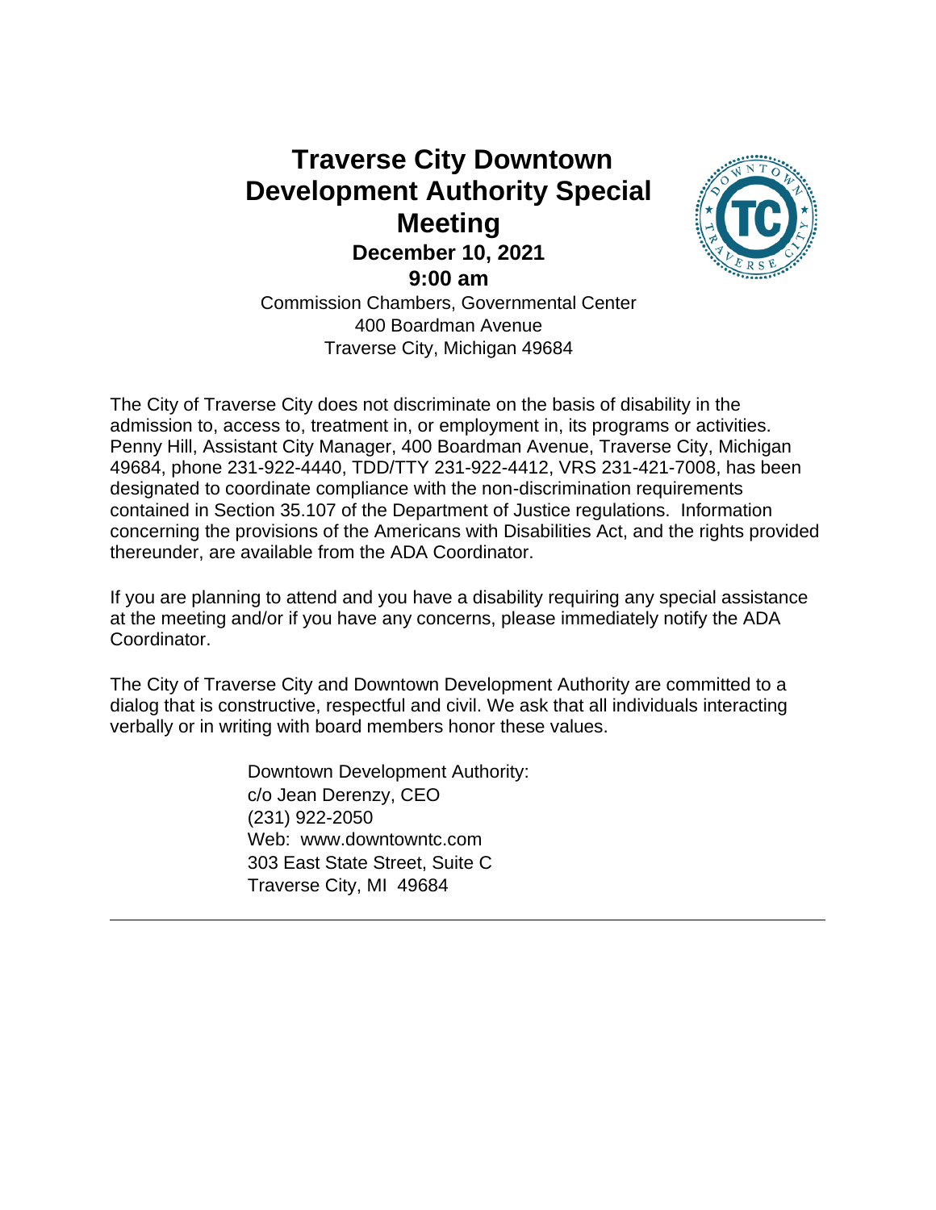# Traverse City Downtown Development Authority Special Meeting

**December 10, 2021**

**9:00 am**

Commission Chambers, Governmental Center
400 Boardman Avenue
Traverse City, Michigan 49684

The City of Traverse City does not discriminate on the basis of disability in the admission to, access to, treatment in, or employment in, its programs or activities. Penny Hill, Assistant City Manager, 400 Boardman Avenue, Traverse City, Michigan 49684, phone 231-922-4440, TDD/TTY 231-922-4412, VRS 231-421-7008, has been designated to coordinate compliance with the non-discrimination requirements contained in Section 35.107 of the Department of Justice regulations. Information concerning the provisions of the Americans with Disabilities Act, and the rights provided thereunder, are available from the ADA Coordinator.

If you are planning to attend and you have a disability requiring any special assistance at the meeting and/or if you have any concerns, please immediately notify the ADA Coordinator.

The City of Traverse City and Downtown Development Authority are committed to a dialog that is constructive, respectful and civil. We ask that all individuals interacting verbally or in writing with board members honor these values.

Downtown Development Authority:
c/o Jean Derenzy, CEO
(231) 922-2050
Web: www.downtowntc.com
303 East State Street, Suite C
Traverse City, MI 49684

---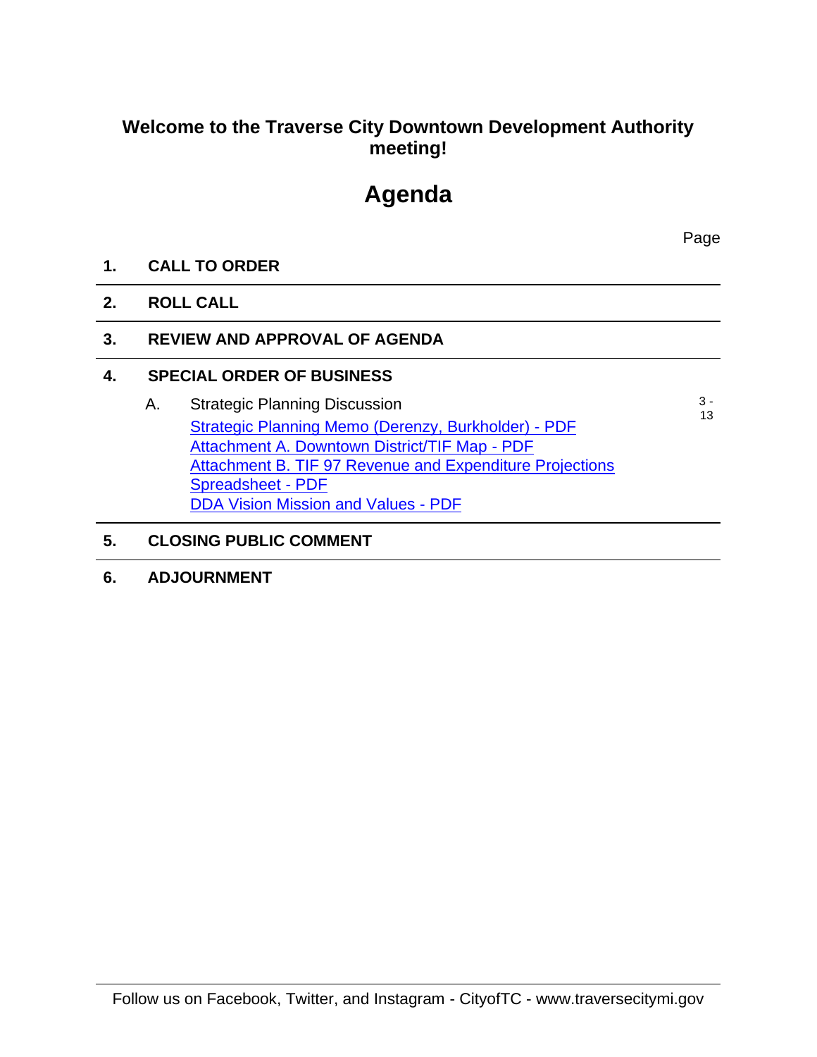**Welcome to the Traverse City Downtown Development Authority meeting!**

# Agenda

Page

**1. CALL TO ORDER**

**2. ROLL CALL**

**3. REVIEW AND APPROVAL OF AGENDA**

**4. SPECIAL ORDER OF BUSINESS**

A. Strategic Planning Discussion — 3 - 13

Strategic Planning Memo (Derenzy, Burkholder) - PDF
Attachment A. Downtown District/TIF Map - PDF
Attachment B. TIF 97 Revenue and Expenditure Projections Spreadsheet - PDF
DDA Vision Mission and Values - PDF

**5. CLOSING PUBLIC COMMENT**

**6. ADJOURNMENT**

Follow us on Facebook, Twitter, and Instagram - CityofTC - www.traversecitymi.gov